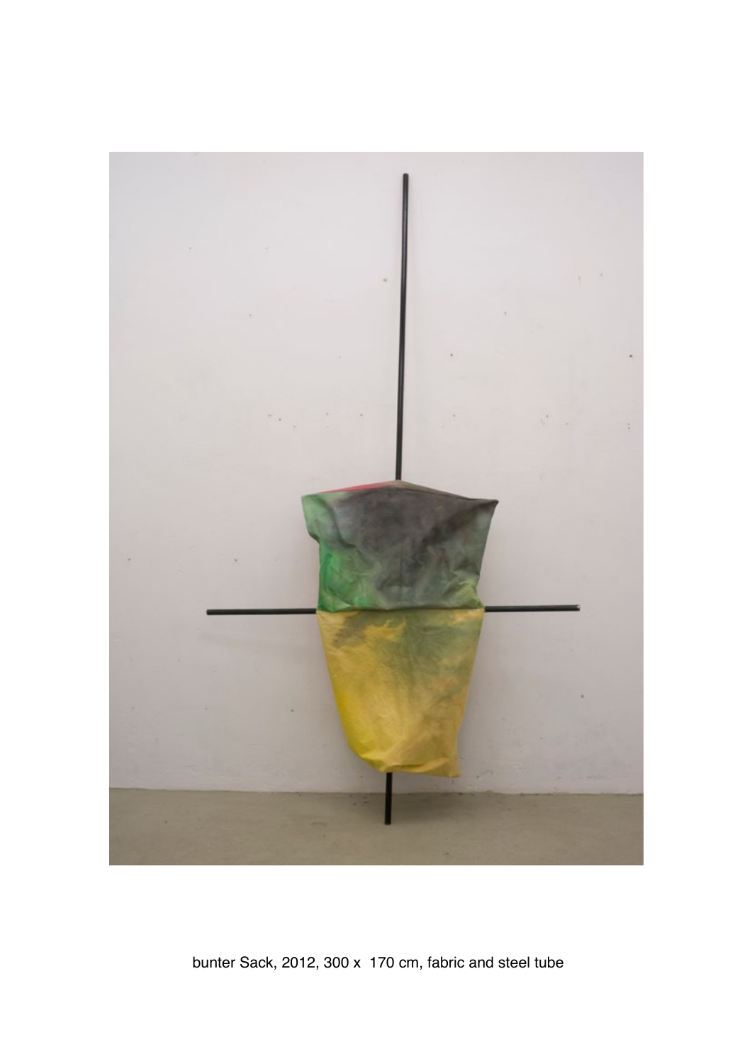bunter Sack, 2012, 300 x  170 cm, fabric and steel tube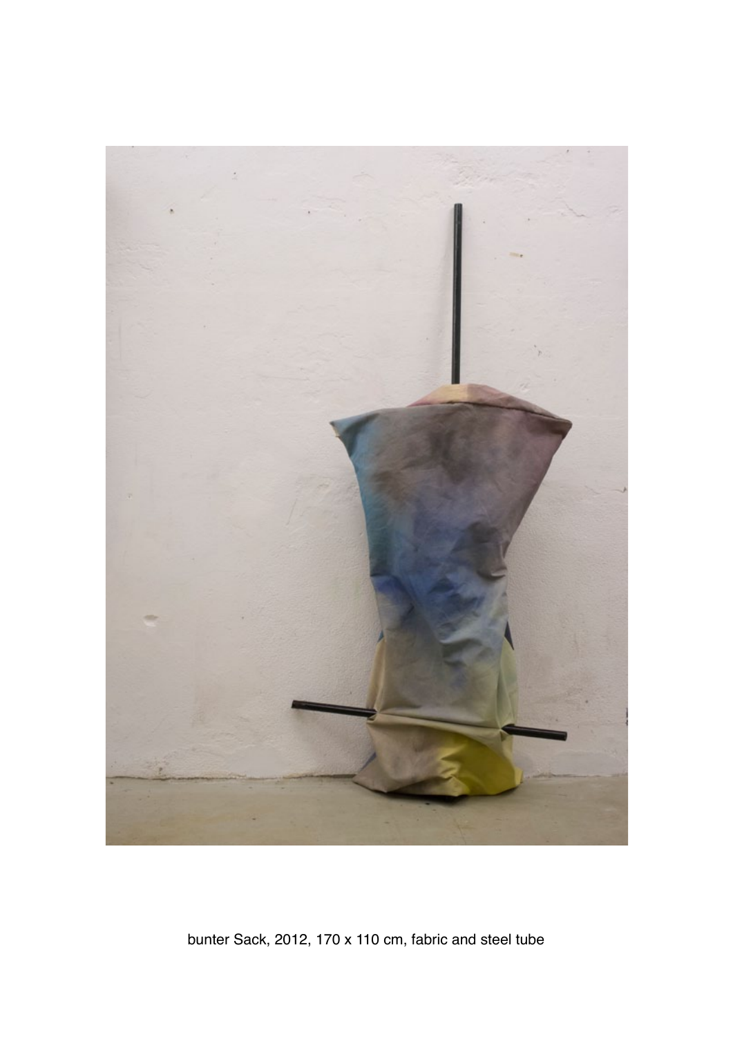bunter Sack, 2012, 170 x 110 cm, fabric and steel tube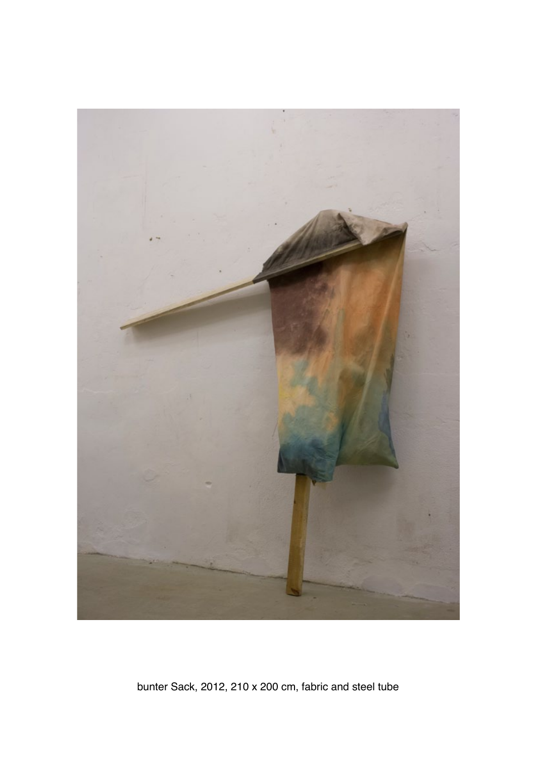bunter Sack, 2012, 210 x 200 cm, fabric and steel tube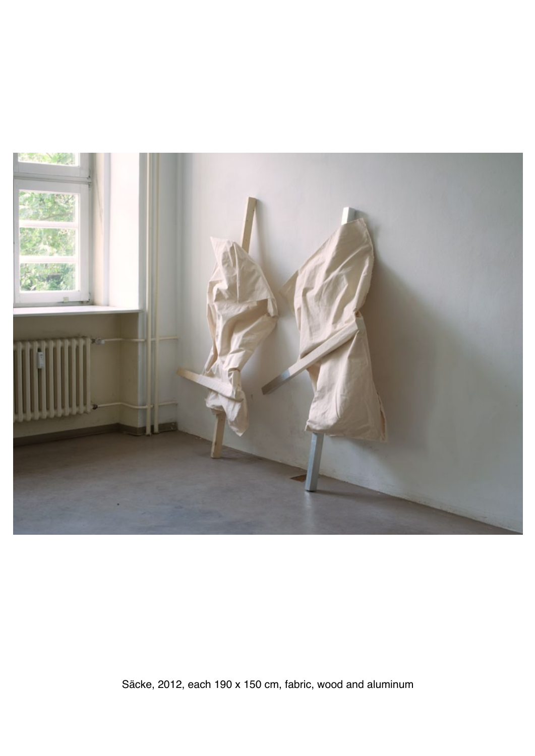Säcke, 2012, each 190 x 150 cm, fabric, wood and aluminum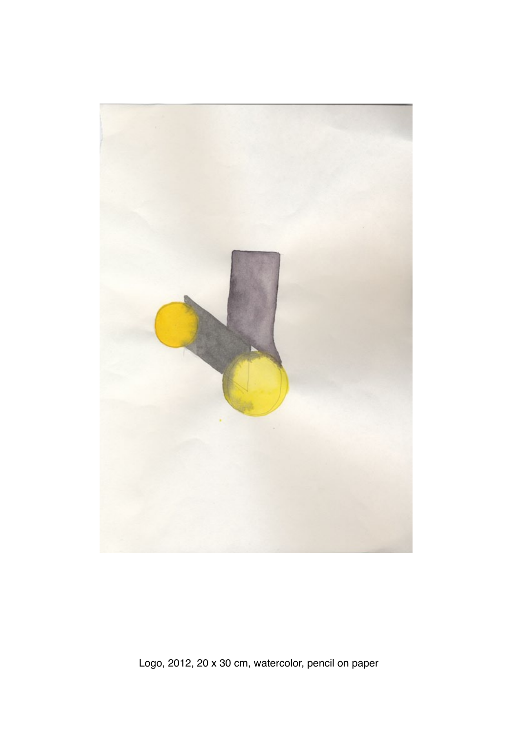Logo, 2012, 20 x 30 cm, watercolor, pencil on paper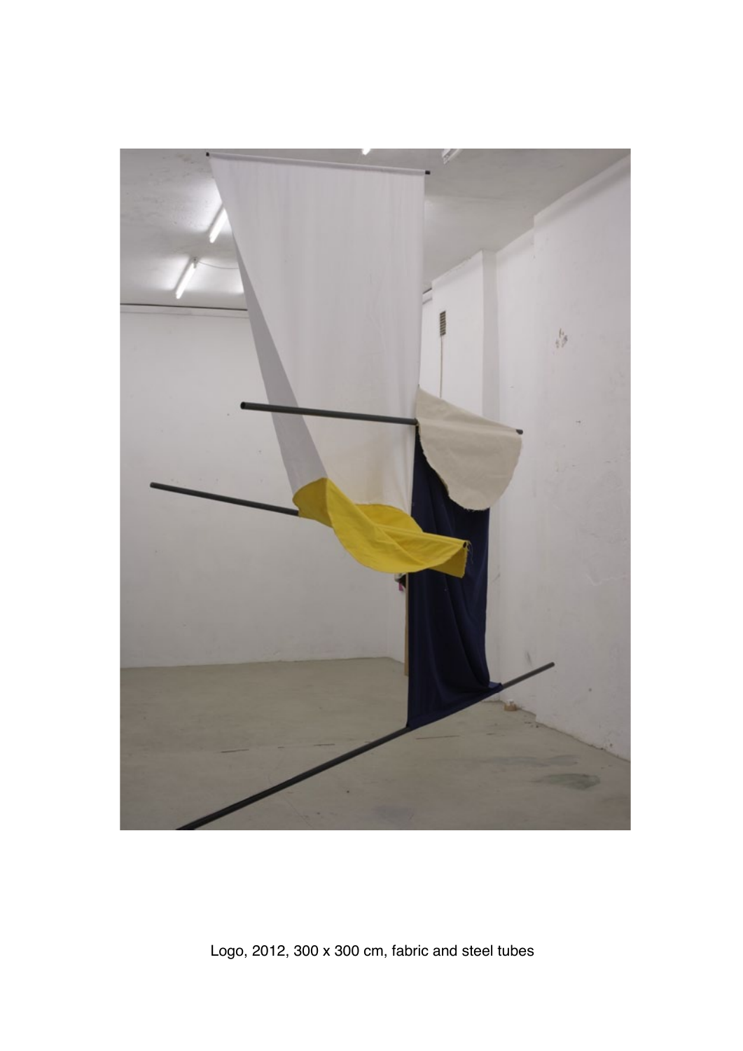Logo, 2012, 300 x 300 cm, fabric and steel tubes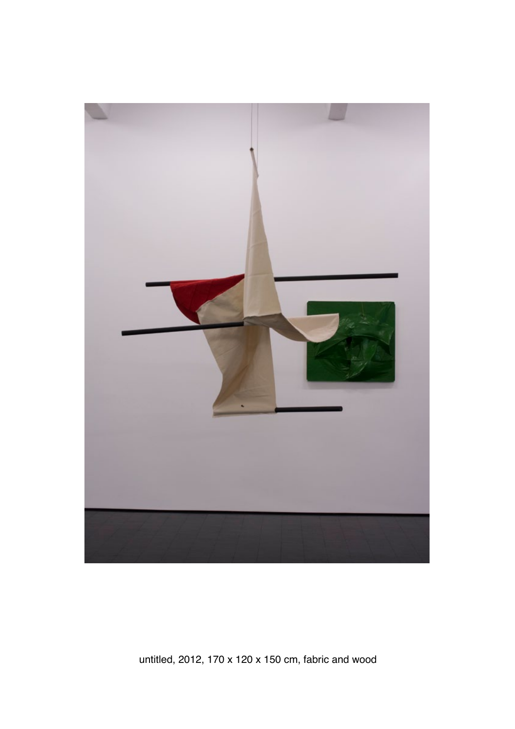untitled, 2012, 170 x 120 x 150 cm, fabric and wood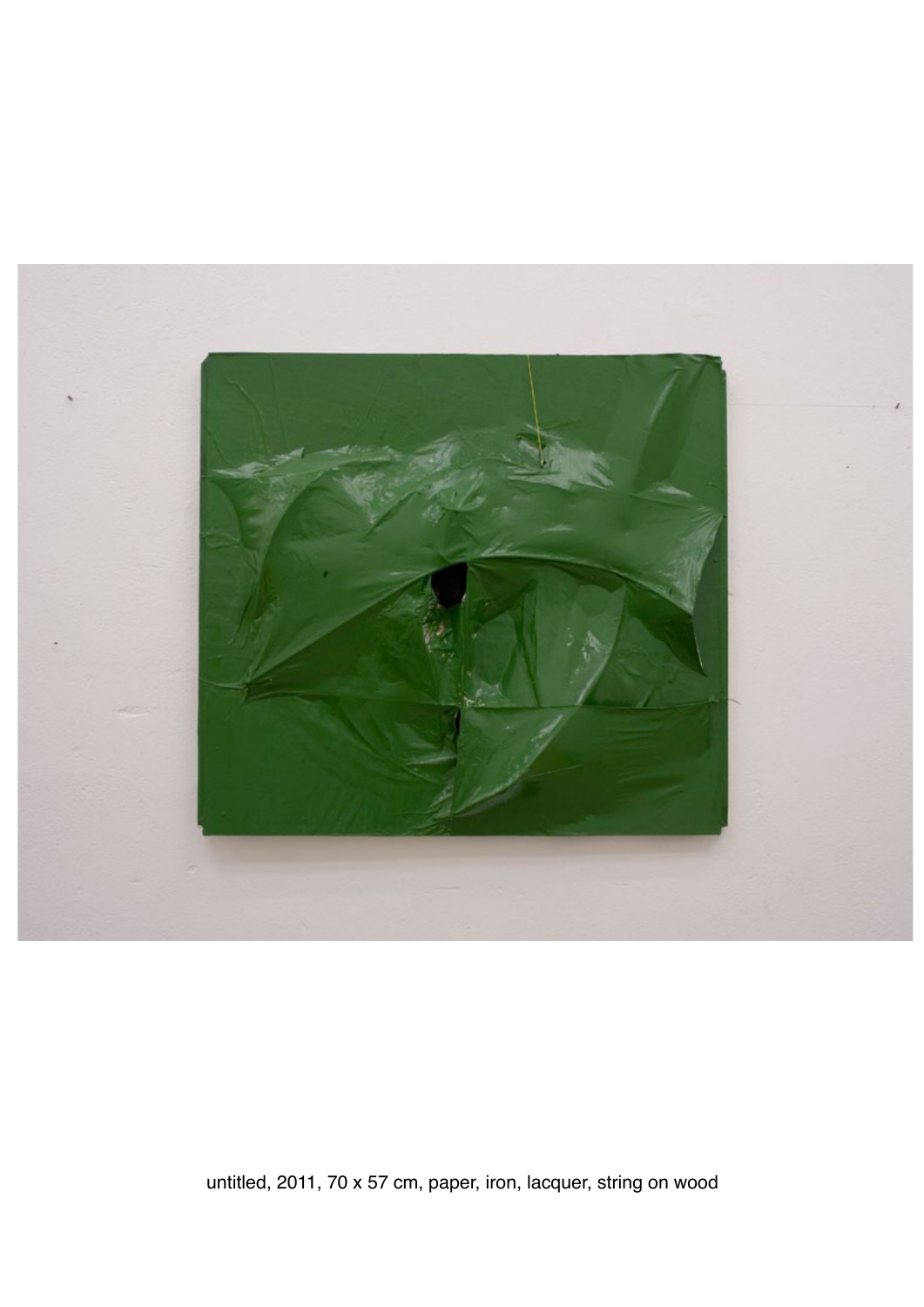untitled, 2011, 70 x 57 cm, paper, iron, lacquer, string on wood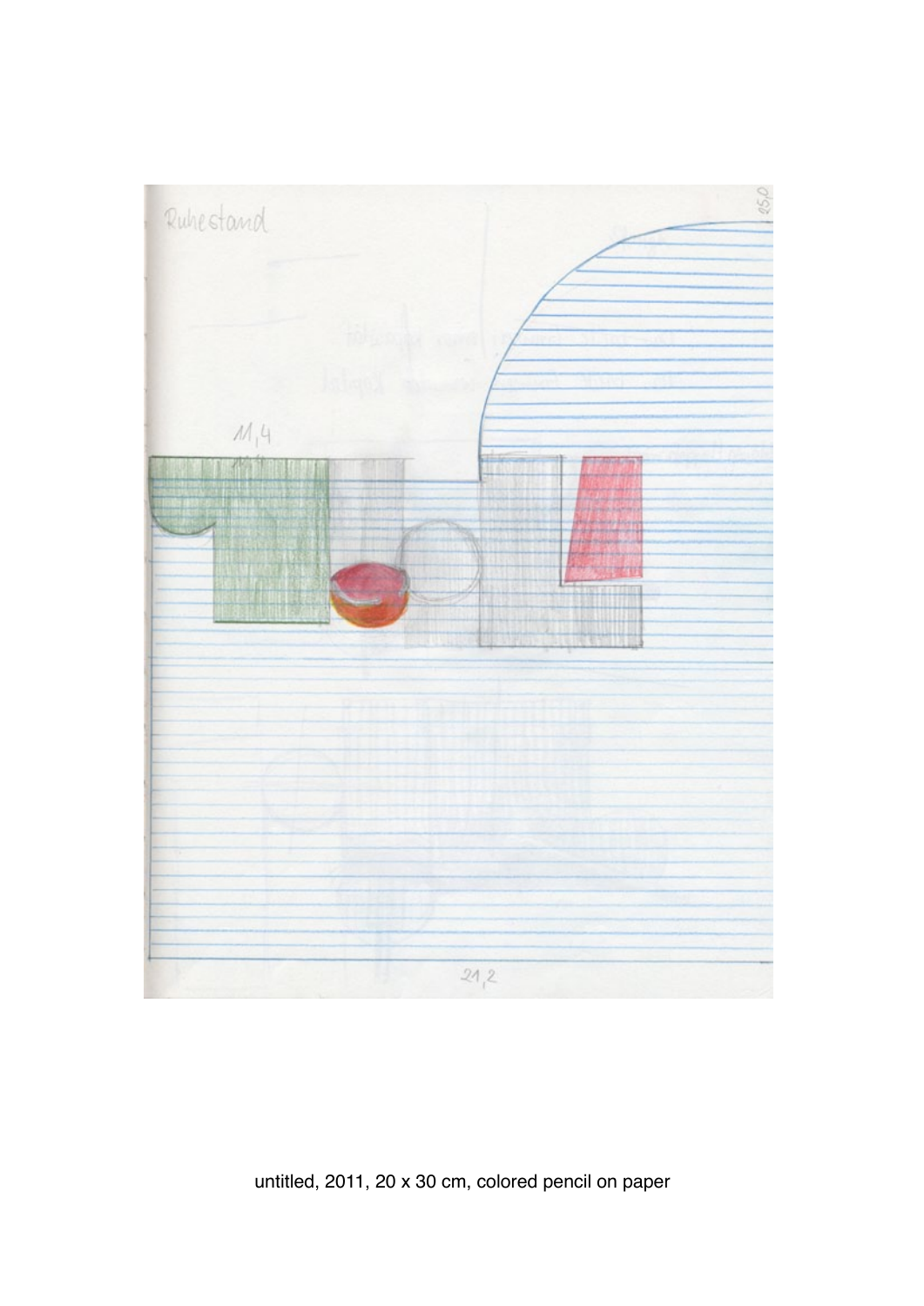untitled, 2011, 20 x 30 cm, colored pencil on paper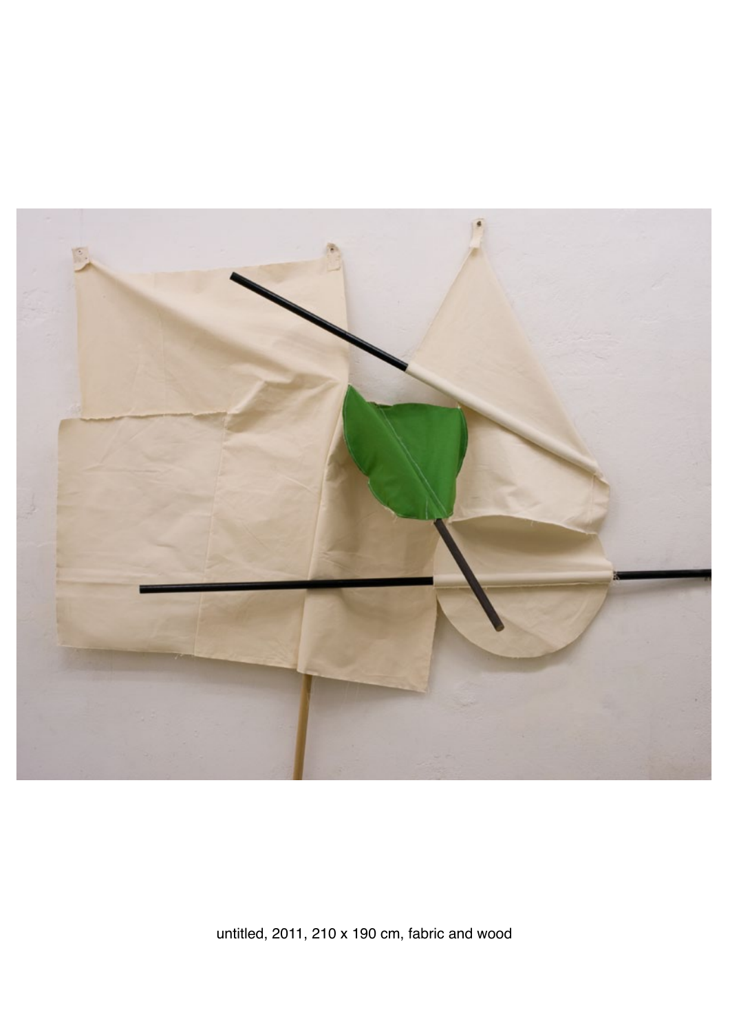untitled, 2011, 210 x 190 cm, fabric and wood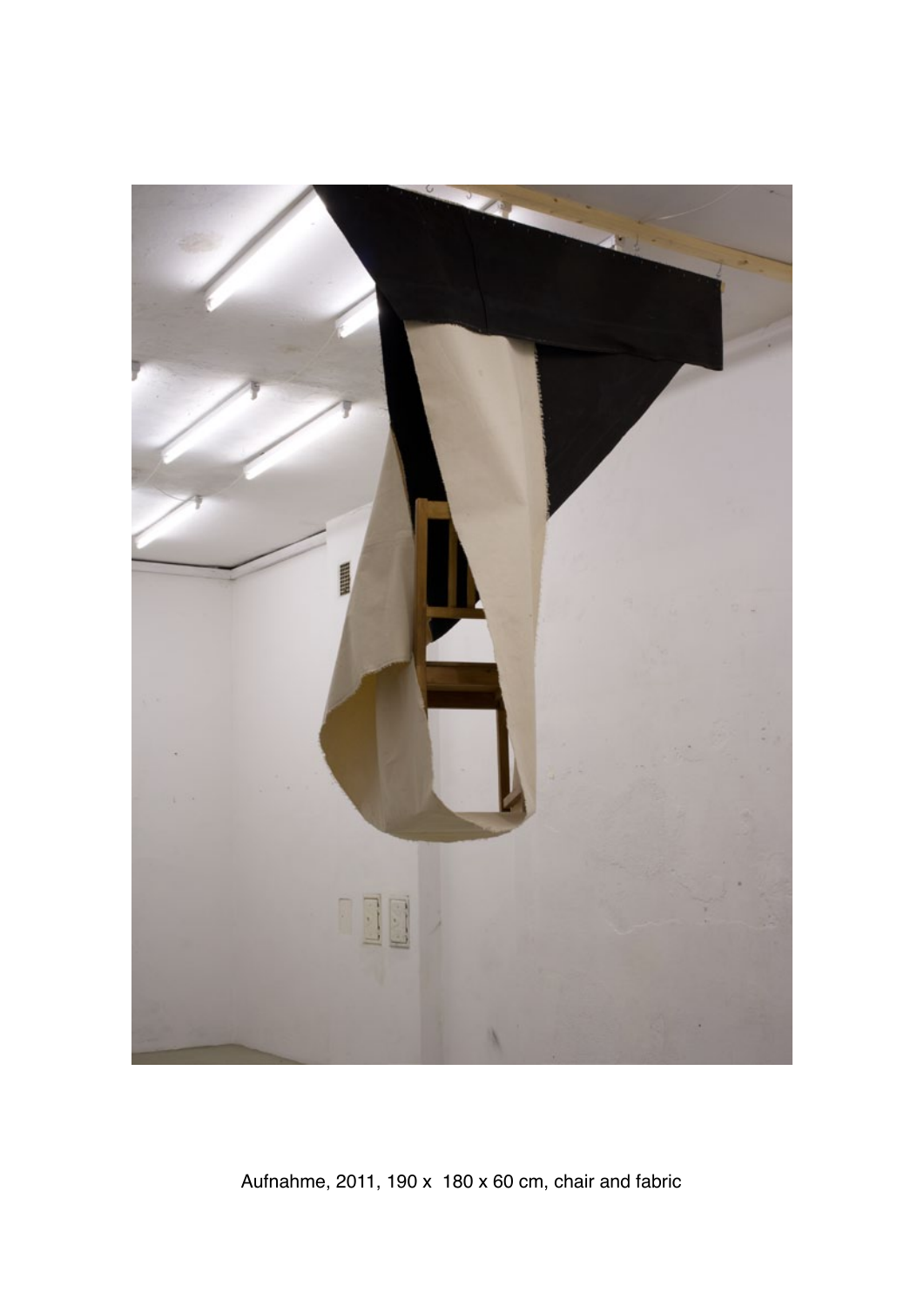Aufnahme, 2011, 190 x  180 x 60 cm, chair and fabric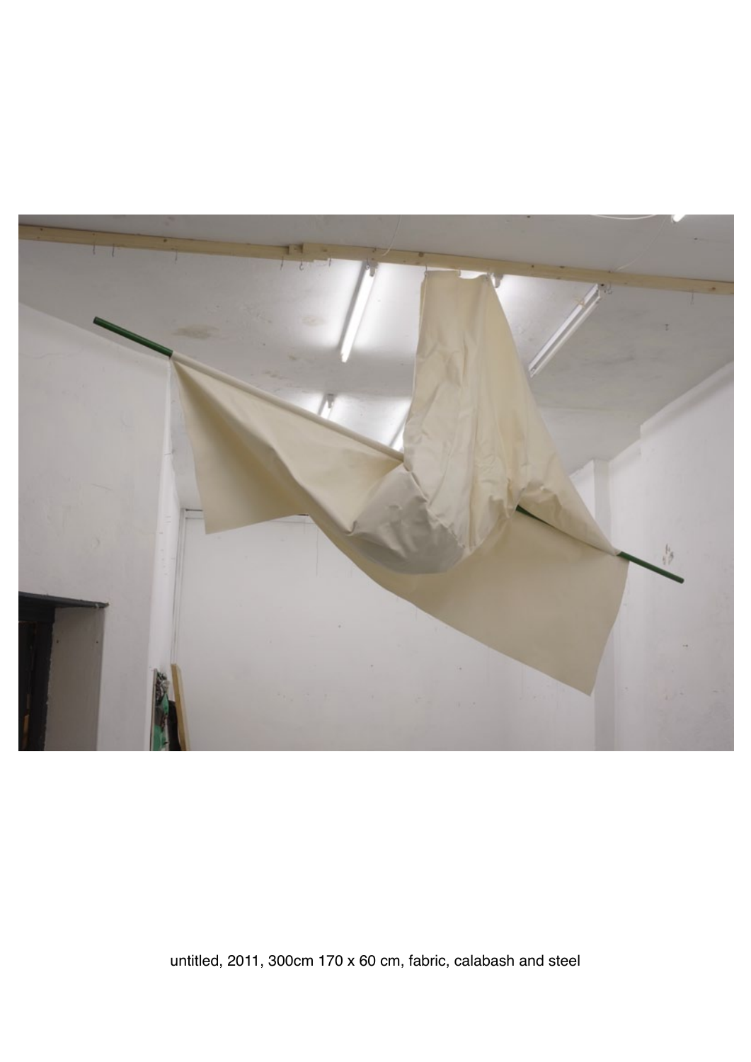untitled, 2011, 300cm 170 x 60 cm, fabric, calabash and steel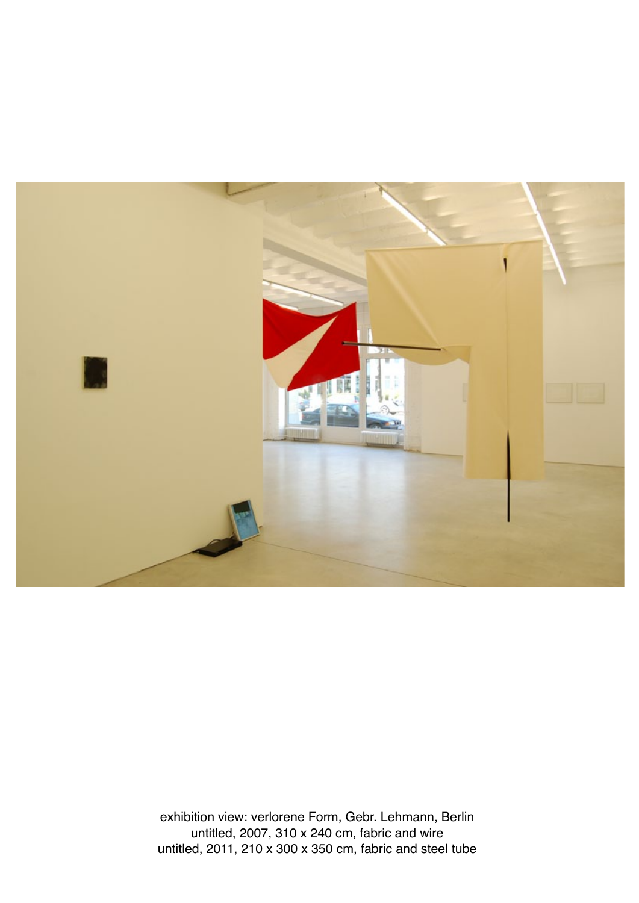exhibition view: verlorene Form, Gebr. Lehmann, Berlin
untitled, 2007, 310 x 240 cm, fabric and wire
untitled, 2011, 210 x 300 x 350 cm, fabric and steel tube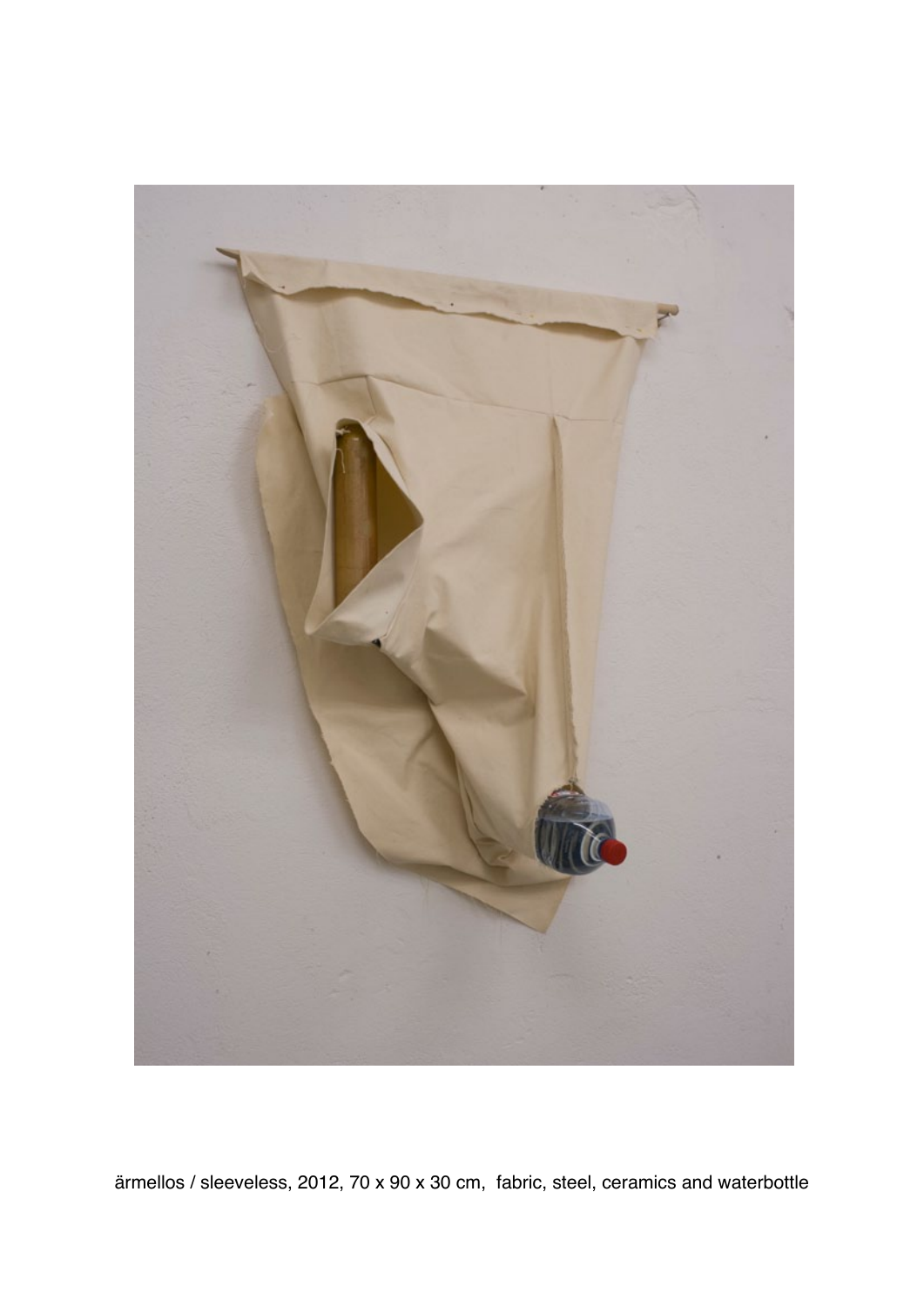ärmellos / sleeveless, 2012, 70 x 90 x 30 cm, fabric, steel, ceramics and waterbottle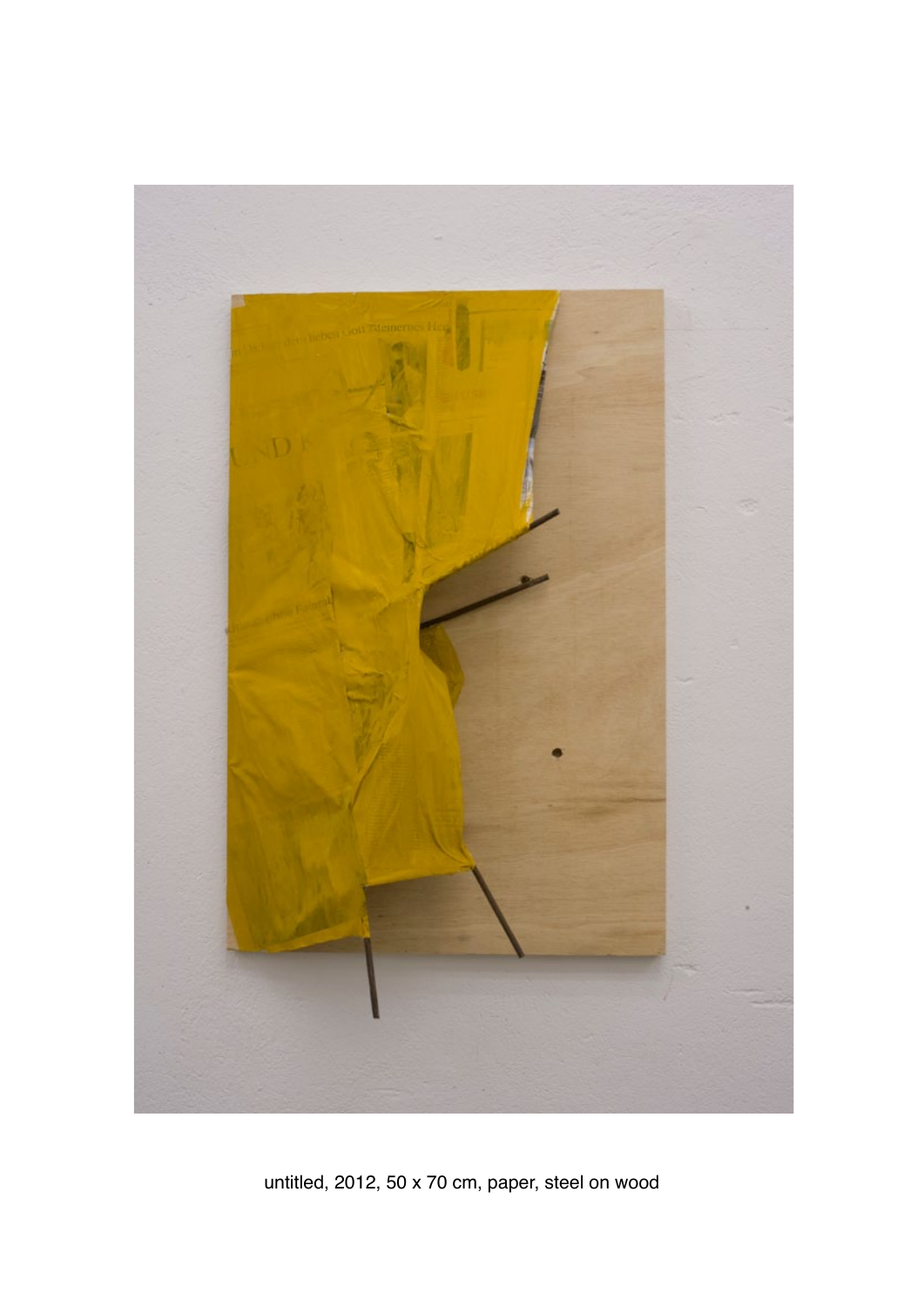untitled, 2012, 50 x 70 cm, paper, steel on wood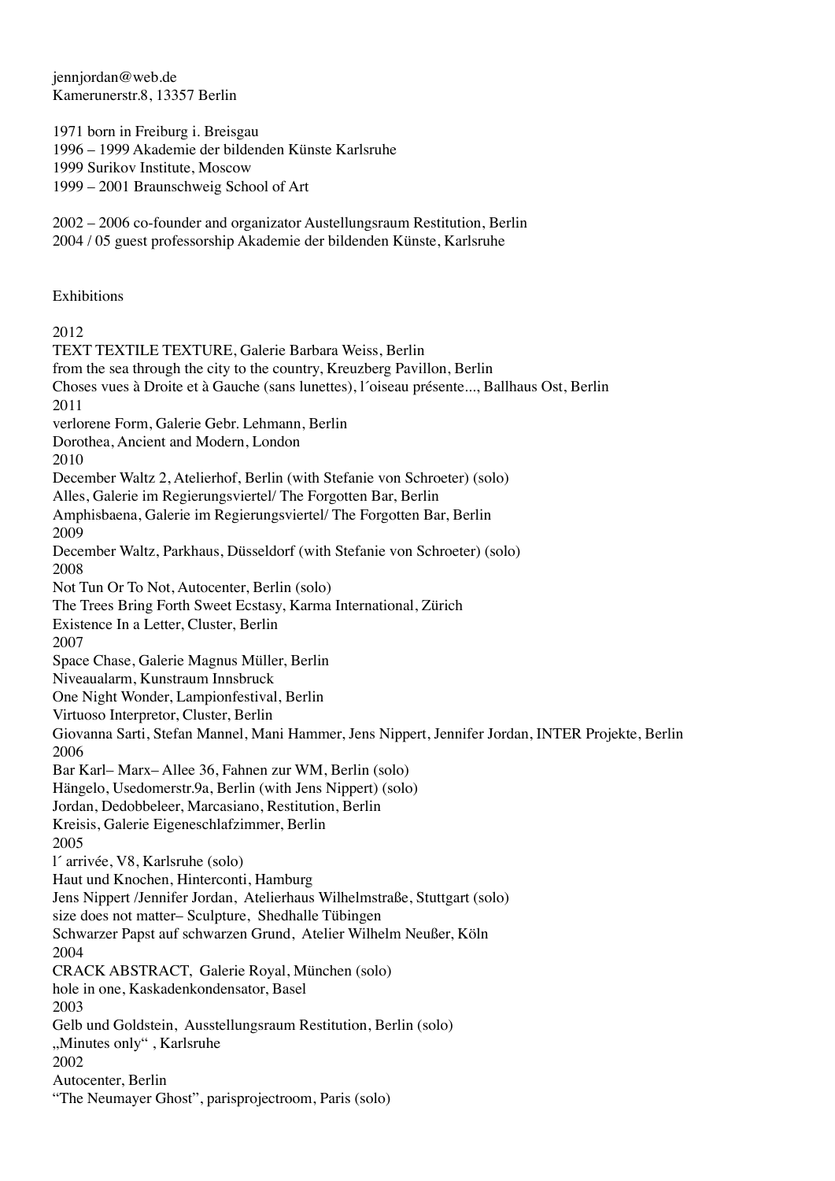jennjordan@web.de
Kamerunerstr.8, 13357 Berlin

1971 born in Freiburg i. Breisgau
1996 – 1999 Akademie der bildenden Künste Karlsruhe
1999 Surikov Institute, Moscow
1999 – 2001 Braunschweig School of Art

2002 – 2006 co-founder and organizator Austellungsraum Restitution, Berlin
2004 / 05 guest professorship Akademie der bildenden Künste, Karlsruhe

Exhibitions

2012
TEXT TEXTILE TEXTURE, Galerie Barbara Weiss, Berlin
from the sea through the city to the country, Kreuzberg Pavillon, Berlin
Choses vues à Droite et à Gauche (sans lunettes), l´oiseau présente..., Ballhaus Ost, Berlin
2011
verlorene Form, Galerie Gebr. Lehmann, Berlin
Dorothea, Ancient and Modern, London
2010
December Waltz 2, Atelierhof, Berlin (with Stefanie von Schroeter) (solo)
Alles, Galerie im Regierungsviertel/ The Forgotten Bar, Berlin
Amphisbaena, Galerie im Regierungsviertel/ The Forgotten Bar, Berlin
2009
December Waltz, Parkhaus, Düsseldorf (with Stefanie von Schroeter) (solo)
2008
Not Tun Or To Not, Autocenter, Berlin (solo)
The Trees Bring Forth Sweet Ecstasy, Karma International, Zürich
Existence In a Letter, Cluster, Berlin
2007
Space Chase, Galerie Magnus Müller, Berlin
Niveaualarm, Kunstraum Innsbruck
One Night Wonder, Lampionfestival, Berlin
Virtuoso Interpretor, Cluster, Berlin
Giovanna Sarti, Stefan Mannel, Mani Hammer, Jens Nippert, Jennifer Jordan, INTER Projekte, Berlin
2006
Bar Karl– Marx– Allee 36, Fahnen zur WM, Berlin (solo)
Hängelo, Usedomerstr.9a, Berlin (with Jens Nippert) (solo)
Jordan, Dedobbeleer, Marcasiano, Restitution, Berlin
Kreisis, Galerie Eigeneschlafzimmer, Berlin
2005
l´ arrivée, V8, Karlsruhe (solo)
Haut und Knochen, Hinterconti, Hamburg
Jens Nippert /Jennifer Jordan, Atelierhaus Wilhelmstraße, Stuttgart (solo)
size does not matter– Sculpture, Shedhalle Tübingen
Schwarzer Papst auf schwarzen Grund, Atelier Wilhelm Neußer, Köln
2004
CRACK ABSTRACT, Galerie Royal, München (solo)
hole in one, Kaskadenkondensator, Basel
2003
Gelb und Goldstein, Ausstellungsraum Restitution, Berlin (solo)
„Minutes only" , Karlsruhe
2002
Autocenter, Berlin
"The Neumayer Ghost", parisprojectroom, Paris (solo)